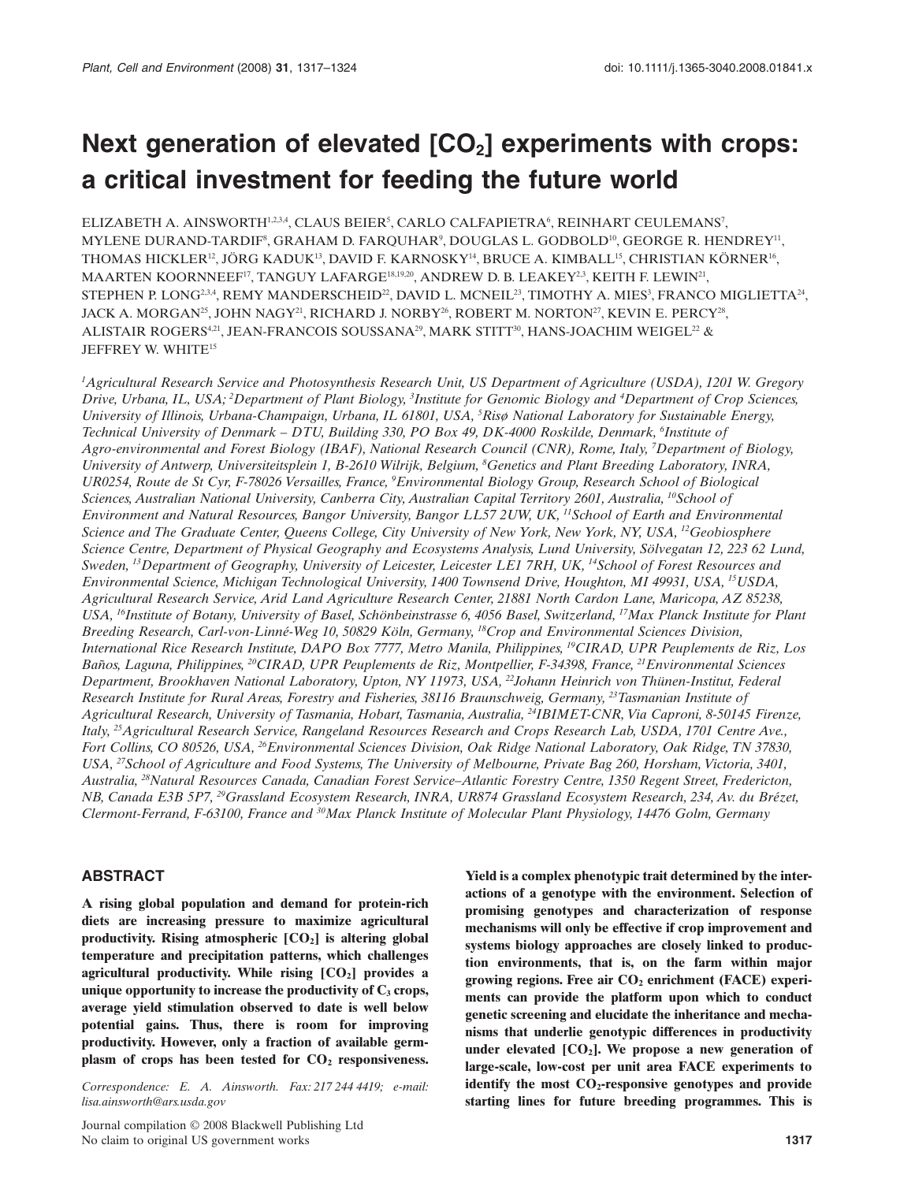# Next generation of elevated [$CO_2$] experiments with crops: a critical investment for feeding the future world

ELIZABETH A. AINSWORTH[1,2,3,4], CLAUS BEIER[5], CARLO CALFAPIETRA[6], REINHART CEULEMANS[7], MYLENE DURAND-TARDIF[8], GRAHAM D. FARQUHAR[9], DOUGLAS L. GODBOLD[10], GEORGE R. HENDREY[11], THOMAS HICKLER[12], JÖRG KADUK[13], DAVID F. KARNOSKY[14], BRUCE A. KIMBALL[15], CHRISTIAN KÖRNER[16], MAARTEN KOORNNEEF[17], TANGUY LAFARGE[18,19,20], ANDREW D. B. LEAKEY[2,3], KEITH F. LEWIN[21], STEPHEN P. LONG[2,3,4], REMY MANDERSCHEID[22], DAVID L. MCNEIL[23], TIMOTHY A. MIES[3], FRANCO MIGLIETTA[24], JACK A. MORGAN[25], JOHN NAGY[21], RICHARD J. NORBY[26], ROBERT M. NORTON[27], KEVIN E. PERCY[28], ALISTAIR ROGERS[4,21], JEAN-FRANCOIS SOUSSANA[29], MARK STITT[30], HANS-JOACHIM WEIGEL[22] & JEFFREY W. WHITE[15]

*[1]Agricultural Research Service and Photosynthesis Research Unit, US Department of Agriculture (USDA), 1201 W. Gregory Drive, Urbana, IL, USA; [2]Department of Plant Biology, [3]Institute for Genomic Biology and [4]Department of Crop Sciences, University of Illinois, Urbana-Champaign, Urbana, IL 61801, USA, [5]Risø National Laboratory for Sustainable Energy, Technical University of Denmark – DTU, Building 330, PO Box 49, DK-4000 Roskilde, Denmark, [6]Institute of Agro-environmental and Forest Biology (IBAF), National Research Council (CNR), Rome, Italy, [7]Department of Biology, University of Antwerp, Universiteitsplein 1, B-2610 Wilrijk, Belgium, [8]Genetics and Plant Breeding Laboratory, INRA, UR0254, Route de St Cyr, F-78026 Versailles, France, [9]Environmental Biology Group, Research School of Biological Sciences, Australian National University, Canberra City, Australian Capital Territory 2601, Australia, [10]School of Environment and Natural Resources, Bangor University, Bangor LL57 2UW, UK, [11]School of Earth and Environmental Science and The Graduate Center, Queens College, City University of New York, New York, NY, USA, [12]Geobiosphere Science Centre, Department of Physical Geography and Ecosystems Analysis, Lund University, Sölvegatan 12, 223 62 Lund, Sweden, [13]Department of Geography, University of Leicester, Leicester LE1 7RH, UK, [14]School of Forest Resources and Environmental Science, Michigan Technological University, 1400 Townsend Drive, Houghton, MI 49931, USA, [15]USDA, Agricultural Research Service, Arid Land Agriculture Research Center, 21881 North Cardon Lane, Maricopa, AZ 85238, USA, [16]Institute of Botany, University of Basel, Schönbeinstrasse 6, 4056 Basel, Switzerland, [17]Max Planck Institute for Plant Breeding Research, Carl-von-Linné-Weg 10, 50829 Köln, Germany, [18]Crop and Environmental Sciences Division, International Rice Research Institute, DAPO Box 7777, Metro Manila, Philippines, [19]CIRAD, UPR Peuplements de Riz, Los Baños, Laguna, Philippines, [20]CIRAD, UPR Peuplements de Riz, Montpellier, F-34398, France, [21]Environmental Sciences Department, Brookhaven National Laboratory, Upton, NY 11973, USA, [22]Johann Heinrich von Thünen-Institut, Federal Research Institute for Rural Areas, Forestry and Fisheries, 38116 Braunschweig, Germany, [23]Tasmanian Institute of Agricultural Research, University of Tasmania, Hobart, Tasmania, Australia, [24]IBIMET-CNR, Via Caproni, 8-50145 Firenze, Italy, [25]Agricultural Research Service, Rangeland Resources Research and Crops Research Lab, USDA, 1701 Centre Ave., Fort Collins, CO 80526, USA, [26]Environmental Sciences Division, Oak Ridge National Laboratory, Oak Ridge, TN 37830, USA, [27]School of Agriculture and Food Systems, The University of Melbourne, Private Bag 260, Horsham, Victoria, 3401, Australia, [28]Natural Resources Canada, Canadian Forest Service–Atlantic Forestry Centre, 1350 Regent Street, Fredericton, NB, Canada E3B 5P7, [29]Grassland Ecosystem Research, INRA, UR874 Grassland Ecosystem Research, 234, Av. du Brézet, Clermont-Ferrand, F-63100, France and [30]Max Planck Institute of Molecular Plant Physiology, 14476 Golm, Germany*

## ABSTRACT

**A rising global population and demand for protein-rich diets are increasing pressure to maximize agricultural productivity. Rising atmospheric [$CO_2$] is altering global temperature and precipitation patterns, which challenges agricultural productivity. While rising [$CO_2$] provides a unique opportunity to increase the productivity of $C_3$ crops, average yield stimulation observed to date is well below potential gains. Thus, there is room for improving productivity. However, only a fraction of available germplasm of crops has been tested for $CO_2$ responsiveness. Yield is a complex phenotypic trait determined by the interactions of a genotype with the environment. Selection of promising genotypes and characterization of response mechanisms will only be effective if crop improvement and systems biology approaches are closely linked to production environments, that is, on the farm within major growing regions. Free air $CO_2$ enrichment (FACE) experiments can provide the platform upon which to conduct genetic screening and elucidate the inheritance and mechanisms that underlie genotypic differences in productivity under elevated [$CO_2$]. We propose a new generation of large-scale, low-cost per unit area FACE experiments to identify the most $CO_2$-responsive genotypes and provide starting lines for future breeding programmes. This is**

*Correspondence: E. A. Ainsworth. Fax: 217 244 4419; e-mail: lisa.ainsworth@ars.usda.gov*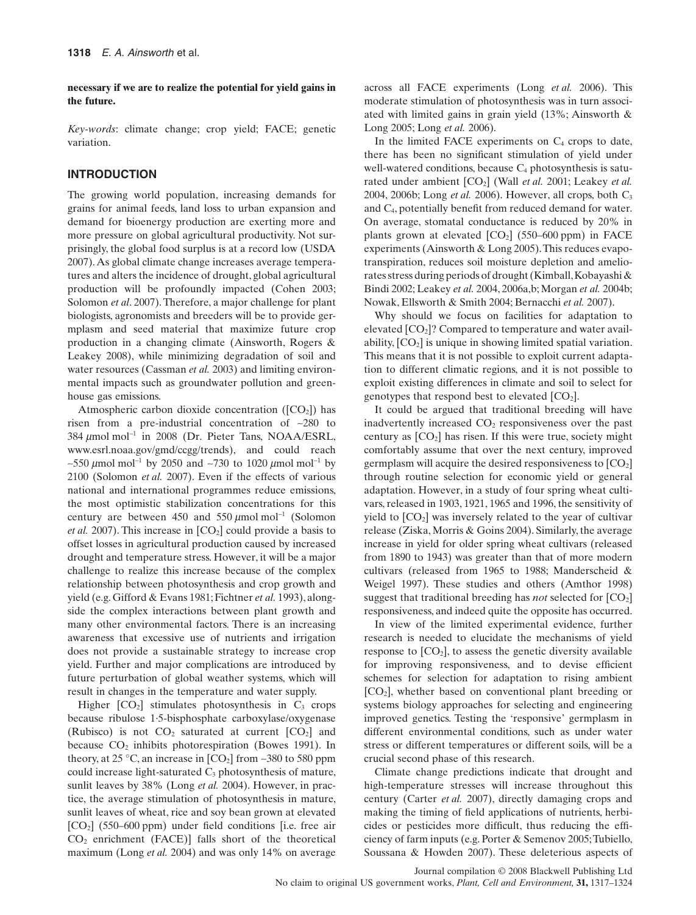**necessary if we are to realize the potential for yield gains in the future.**

*Key-words*: climate change; crop yield; FACE; genetic variation.

## INTRODUCTION

The growing world population, increasing demands for grains for animal feeds, land loss to urban expansion and demand for bioenergy production are exerting more and more pressure on global agricultural productivity. Not surprisingly, the global food surplus is at a record low (USDA 2007). As global climate change increases average temperatures and alters the incidence of drought, global agricultural production will be profoundly impacted (Cohen 2003; Solomon *et al*. 2007). Therefore, a major challenge for plant biologists, agronomists and breeders will be to provide germplasm and seed material that maximize future crop production in a changing climate (Ainsworth, Rogers & Leakey 2008), while minimizing degradation of soil and water resources (Cassman *et al.* 2003) and limiting environmental impacts such as groundwater pollution and greenhouse gas emissions.

Atmospheric carbon dioxide concentration ([$CO_2$]) has risen from a pre-industrial concentration of ~280 to 384 $\mu$mol mol$^{-1}$ in 2008 (Dr. Pieter Tans, NOAA/ESRL, www.esrl.noaa.gov/gmd/ccgg/trends), and could reach ~550 $\mu$mol mol$^{-1}$ by 2050 and ~730 to 1020 $\mu$mol mol$^{-1}$ by 2100 (Solomon *et al.* 2007). Even if the effects of various national and international programmes reduce emissions, the most optimistic stabilization concentrations for this century are between 450 and 550 $\mu$mol mol$^{-1}$ (Solomon *et al.* 2007). This increase in [$CO_2$] could provide a basis to offset losses in agricultural production caused by increased drought and temperature stress. However, it will be a major challenge to realize this increase because of the complex relationship between photosynthesis and crop growth and yield (e.g. Gifford & Evans 1981; Fichtner *et al.* 1993), alongside the complex interactions between plant growth and many other environmental factors. There is an increasing awareness that excessive use of nutrients and irrigation does not provide a sustainable strategy to increase crop yield. Further and major complications are introduced by future perturbation of global weather systems, which will result in changes in the temperature and water supply.

Higher [$CO_2$] stimulates photosynthesis in $C_3$ crops because ribulose 1·5-bisphosphate carboxylase/oxygenase (Rubisco) is not $CO_2$ saturated at current [$CO_2$] and because $CO_2$ inhibits photorespiration (Bowes 1991). In theory, at 25 °C, an increase in [$CO_2$] from ~380 to 580 ppm could increase light-saturated $C_3$ photosynthesis of mature, sunlit leaves by 38% (Long *et al.* 2004). However, in practice, the average stimulation of photosynthesis in mature, sunlit leaves of wheat, rice and soy bean grown at elevated [$CO_2$] (550–600 ppm) under field conditions [i.e. free air $CO_2$ enrichment (FACE)] falls short of the theoretical maximum (Long *et al.* 2004) and was only 14% on average across all FACE experiments (Long *et al.* 2006). This moderate stimulation of photosynthesis was in turn associated with limited gains in grain yield (13%; Ainsworth & Long 2005; Long *et al.* 2006).

In the limited FACE experiments on $C_4$ crops to date, there has been no significant stimulation of yield under well-watered conditions, because $C_4$ photosynthesis is saturated under ambient [$CO_2$] (Wall *et al.* 2001; Leakey *et al.* 2004, 2006b; Long *et al.* 2006). However, all crops, both $C_3$ and $C_4$, potentially benefit from reduced demand for water. On average, stomatal conductance is reduced by 20% in plants grown at elevated [$CO_2$] (550–600 ppm) in FACE experiments (Ainsworth & Long 2005). This reduces evapotranspiration, reduces soil moisture depletion and ameliorates stress during periods of drought (Kimball, Kobayashi & Bindi 2002; Leakey *et al.* 2004, 2006a,b; Morgan *et al.* 2004b; Nowak, Ellsworth & Smith 2004; Bernacchi *et al.* 2007).

Why should we focus on facilities for adaptation to elevated [$CO_2$]? Compared to temperature and water availability, [$CO_2$] is unique in showing limited spatial variation. This means that it is not possible to exploit current adaptation to different climatic regions, and it is not possible to exploit existing differences in climate and soil to select for genotypes that respond best to elevated [$CO_2$].

It could be argued that traditional breeding will have inadvertently increased $CO_2$ responsiveness over the past century as [$CO_2$] has risen. If this were true, society might comfortably assume that over the next century, improved germplasm will acquire the desired responsiveness to [$CO_2$] through routine selection for economic yield or general adaptation. However, in a study of four spring wheat cultivars, released in 1903, 1921, 1965 and 1996, the sensitivity of yield to [$CO_2$] was inversely related to the year of cultivar release (Ziska, Morris & Goins 2004). Similarly, the average increase in yield for older spring wheat cultivars (released from 1890 to 1943) was greater than that of more modern cultivars (released from 1965 to 1988; Manderscheid & Weigel 1997). These studies and others (Amthor 1998) suggest that traditional breeding has *not* selected for [$CO_2$] responsiveness, and indeed quite the opposite has occurred.

In view of the limited experimental evidence, further research is needed to elucidate the mechanisms of yield response to [$CO_2$], to assess the genetic diversity available for improving responsiveness, and to devise efficient schemes for selection for adaptation to rising ambient [$CO_2$], whether based on conventional plant breeding or systems biology approaches for selecting and engineering improved genetics. Testing the 'responsive' germplasm in different environmental conditions, such as under water stress or different temperatures or different soils, will be a crucial second phase of this research.

Climate change predictions indicate that drought and high-temperature stresses will increase throughout this century (Carter *et al.* 2007), directly damaging crops and making the timing of field applications of nutrients, herbicides or pesticides more difficult, thus reducing the efficiency of farm inputs (e.g. Porter & Semenov 2005; Tubiello, Soussana & Howden 2007). These deleterious aspects of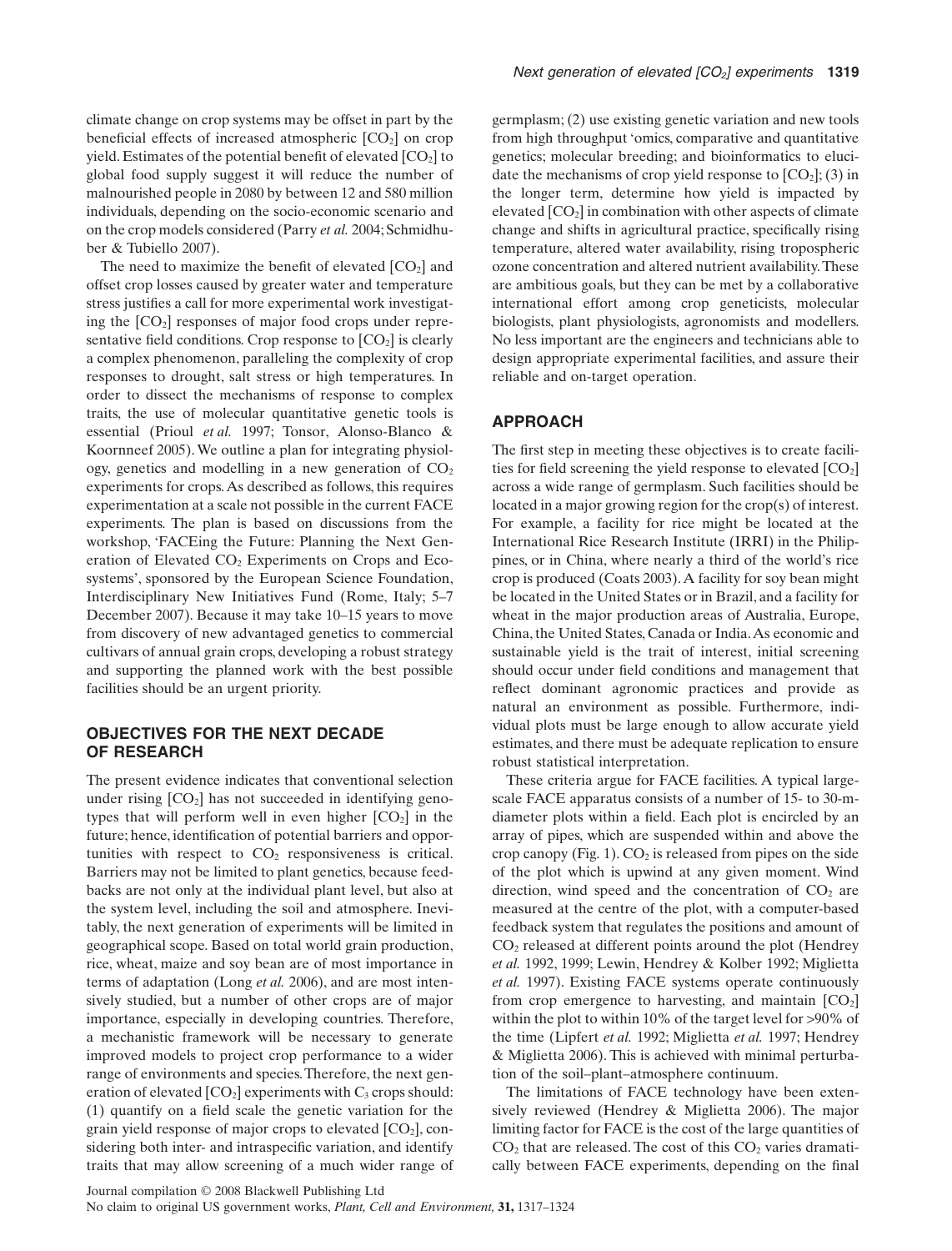climate change on crop systems may be offset in part by the beneficial effects of increased atmospheric [$CO_2$] on crop yield. Estimates of the potential benefit of elevated [$CO_2$] to global food supply suggest it will reduce the number of malnourished people in 2080 by between 12 and 580 million individuals, depending on the socio-economic scenario and on the crop models considered (Parry *et al.* 2004; Schmidhuber & Tubiello 2007).

The need to maximize the benefit of elevated [$CO_2$] and offset crop losses caused by greater water and temperature stress justifies a call for more experimental work investigating the [$CO_2$] responses of major food crops under representative field conditions. Crop response to [$CO_2$] is clearly a complex phenomenon, paralleling the complexity of crop responses to drought, salt stress or high temperatures. In order to dissect the mechanisms of response to complex traits, the use of molecular quantitative genetic tools is essential (Prioul *et al.* 1997; Tonsor, Alonso-Blanco & Koornneef 2005). We outline a plan for integrating physiology, genetics and modelling in a new generation of $CO_2$ experiments for crops. As described as follows, this requires experimentation at a scale not possible in the current FACE experiments. The plan is based on discussions from the workshop, 'FACEing the Future: Planning the Next Generation of Elevated $CO_2$ Experiments on Crops and Ecosystems', sponsored by the European Science Foundation, Interdisciplinary New Initiatives Fund (Rome, Italy; 5–7 December 2007). Because it may take 10–15 years to move from discovery of new advantaged genetics to commercial cultivars of annual grain crops, developing a robust strategy and supporting the planned work with the best possible facilities should be an urgent priority.

## OBJECTIVES FOR THE NEXT DECADE OF RESEARCH

The present evidence indicates that conventional selection under rising [$CO_2$] has not succeeded in identifying genotypes that will perform well in even higher [$CO_2$] in the future; hence, identification of potential barriers and opportunities with respect to $CO_2$ responsiveness is critical. Barriers may not be limited to plant genetics, because feedbacks are not only at the individual plant level, but also at the system level, including the soil and atmosphere. Inevitably, the next generation of experiments will be limited in geographical scope. Based on total world grain production, rice, wheat, maize and soy bean are of most importance in terms of adaptation (Long *et al.* 2006), and are most intensively studied, but a number of other crops are of major importance, especially in developing countries. Therefore, a mechanistic framework will be necessary to generate improved models to project crop performance to a wider range of environments and species. Therefore, the next generation of elevated [$CO_2$] experiments with $C_3$ crops should: (1) quantify on a field scale the genetic variation for the grain yield response of major crops to elevated [$CO_2$], considering both inter- and intraspecific variation, and identify traits that may allow screening of a much wider range of germplasm; (2) use existing genetic variation and new tools from high throughput 'omics, comparative and quantitative genetics; molecular breeding; and bioinformatics to elucidate the mechanisms of crop yield response to [$CO_2$]; (3) in the longer term, determine how yield is impacted by elevated [$CO_2$] in combination with other aspects of climate change and shifts in agricultural practice, specifically rising temperature, altered water availability, rising tropospheric ozone concentration and altered nutrient availability. These are ambitious goals, but they can be met by a collaborative international effort among crop geneticists, molecular biologists, plant physiologists, agronomists and modellers. No less important are the engineers and technicians able to design appropriate experimental facilities, and assure their reliable and on-target operation.

## APPROACH

The first step in meeting these objectives is to create facilities for field screening the yield response to elevated [$CO_2$] across a wide range of germplasm. Such facilities should be located in a major growing region for the crop(s) of interest. For example, a facility for rice might be located at the International Rice Research Institute (IRRI) in the Philippines, or in China, where nearly a third of the world's rice crop is produced (Coats 2003). A facility for soy bean might be located in the United States or in Brazil, and a facility for wheat in the major production areas of Australia, Europe, China, the United States, Canada or India. As economic and sustainable yield is the trait of interest, initial screening should occur under field conditions and management that reflect dominant agronomic practices and provide as natural an environment as possible. Furthermore, individual plots must be large enough to allow accurate yield estimates, and there must be adequate replication to ensure robust statistical interpretation.

These criteria argue for FACE facilities. A typical large-scale FACE apparatus consists of a number of 15- to 30-m-diameter plots within a field. Each plot is encircled by an array of pipes, which are suspended within and above the crop canopy (Fig. 1). $CO_2$ is released from pipes on the side of the plot which is upwind at any given moment. Wind direction, wind speed and the concentration of $CO_2$ are measured at the centre of the plot, with a computer-based feedback system that regulates the positions and amount of $CO_2$ released at different points around the plot (Hendrey *et al.* 1992, 1999; Lewin, Hendrey & Kolber 1992; Miglietta *et al.* 1997). Existing FACE systems operate continuously from crop emergence to harvesting, and maintain [$CO_2$] within the plot to within 10% of the target level for >90% of the time (Lipfert *et al.* 1992; Miglietta *et al.* 1997; Hendrey & Miglietta 2006). This is achieved with minimal perturbation of the soil–plant–atmosphere continuum.

The limitations of FACE technology have been extensively reviewed (Hendrey & Miglietta 2006). The major limiting factor for FACE is the cost of the large quantities of $CO_2$ that are released. The cost of this $CO_2$ varies dramatically between FACE experiments, depending on the final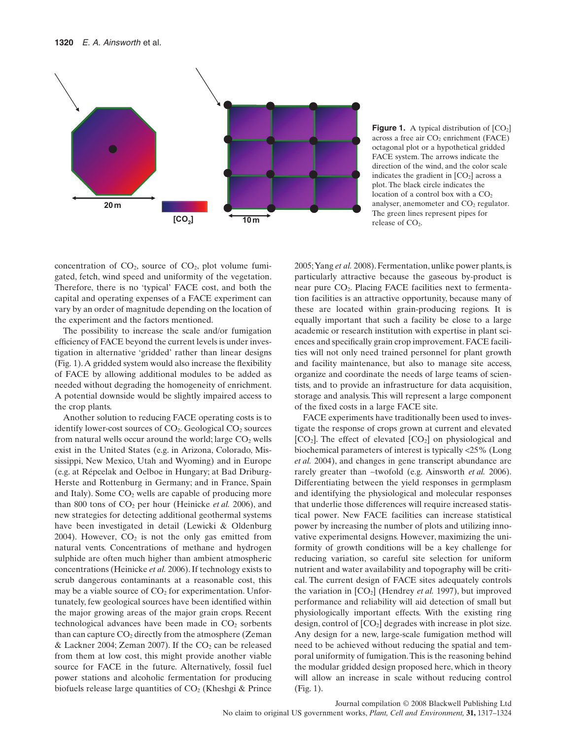**Figure 1.** A typical distribution of [$CO_2$] across a free air $CO_2$ enrichment (FACE) octagonal plot or a hypothetical gridded FACE system. The arrows indicate the direction of the wind, and the color scale indicates the gradient in [$CO_2$] across a plot. The black circle indicates the location of a control box with a $CO_2$ analyser, anemometer and $CO_2$ regulator. The green lines represent pipes for release of $CO_2$.

concentration of $CO_2$, source of $CO_2$, plot volume fumigated, fetch, wind speed and uniformity of the vegetation. Therefore, there is no 'typical' FACE cost, and both the capital and operating expenses of a FACE experiment can vary by an order of magnitude depending on the location of the experiment and the factors mentioned.

The possibility to increase the scale and/or fumigation efficiency of FACE beyond the current levels is under investigation in alternative 'gridded' rather than linear designs (Fig. 1). A gridded system would also increase the flexibility of FACE by allowing additional modules to be added as needed without degrading the homogeneity of enrichment. A potential downside would be slightly impaired access to the crop plants.

Another solution to reducing FACE operating costs is to identify lower-cost sources of $CO_2$. Geological $CO_2$ sources from natural wells occur around the world; large $CO_2$ wells exist in the United States (e.g. in Arizona, Colorado, Mississippi, New Mexico, Utah and Wyoming) and in Europe (e.g. at Répcelak and Oelboe in Hungary; at Bad Driburg-Herste and Rottenburg in Germany; and in France, Spain and Italy). Some $CO_2$ wells are capable of producing more than 800 tons of $CO_2$ per hour (Heinicke *et al.* 2006), and new strategies for detecting additional geothermal systems have been investigated in detail (Lewicki & Oldenburg 2004). However, $CO_2$ is not the only gas emitted from natural vents. Concentrations of methane and hydrogen sulphide are often much higher than ambient atmospheric concentrations (Heinicke *et al.* 2006). If technology exists to scrub dangerous contaminants at a reasonable cost, this may be a viable source of $CO_2$ for experimentation. Unfortunately, few geological sources have been identified within the major growing areas of the major grain crops. Recent technological advances have been made in $CO_2$ sorbents than can capture $CO_2$ directly from the atmosphere (Zeman & Lackner 2004; Zeman 2007). If the $CO_2$ can be released from them at low cost, this might provide another viable source for FACE in the future. Alternatively, fossil fuel power stations and alcoholic fermentation for producing biofuels release large quantities of $CO_2$ (Kheshgi & Prince 2005; Yang *et al.* 2008). Fermentation, unlike power plants, is particularly attractive because the gaseous by-product is near pure $CO_2$. Placing FACE facilities next to fermentation facilities is an attractive opportunity, because many of these are located within grain-producing regions. It is equally important that such a facility be close to a large academic or research institution with expertise in plant sciences and specifically grain crop improvement. FACE facilities will not only need trained personnel for plant growth and facility maintenance, but also to manage site access, organize and coordinate the needs of large teams of scientists, and to provide an infrastructure for data acquisition, storage and analysis. This will represent a large component of the fixed costs in a large FACE site.

FACE experiments have traditionally been used to investigate the response of crops grown at current and elevated [$CO_2$]. The effect of elevated [$CO_2$] on physiological and biochemical parameters of interest is typically <25% (Long *et al.* 2004), and changes in gene transcript abundance are rarely greater than ~twofold (e.g. Ainsworth *et al.* 2006). Differentiating between the yield responses in germplasm and identifying the physiological and molecular responses that underlie those differences will require increased statistical power. New FACE facilities can increase statistical power by increasing the number of plots and utilizing innovative experimental designs. However, maximizing the uniformity of growth conditions will be a key challenge for reducing variation, so careful site selection for uniform nutrient and water availability and topography will be critical. The current design of FACE sites adequately controls the variation in [$CO_2$] (Hendrey *et al.* 1997), but improved performance and reliability will aid detection of small but physiologically important effects. With the existing ring design, control of [$CO_2$] degrades with increase in plot size. Any design for a new, large-scale fumigation method will need to be achieved without reducing the spatial and temporal uniformity of fumigation. This is the reasoning behind the modular gridded design proposed here, which in theory will allow an increase in scale without reducing control (Fig. 1).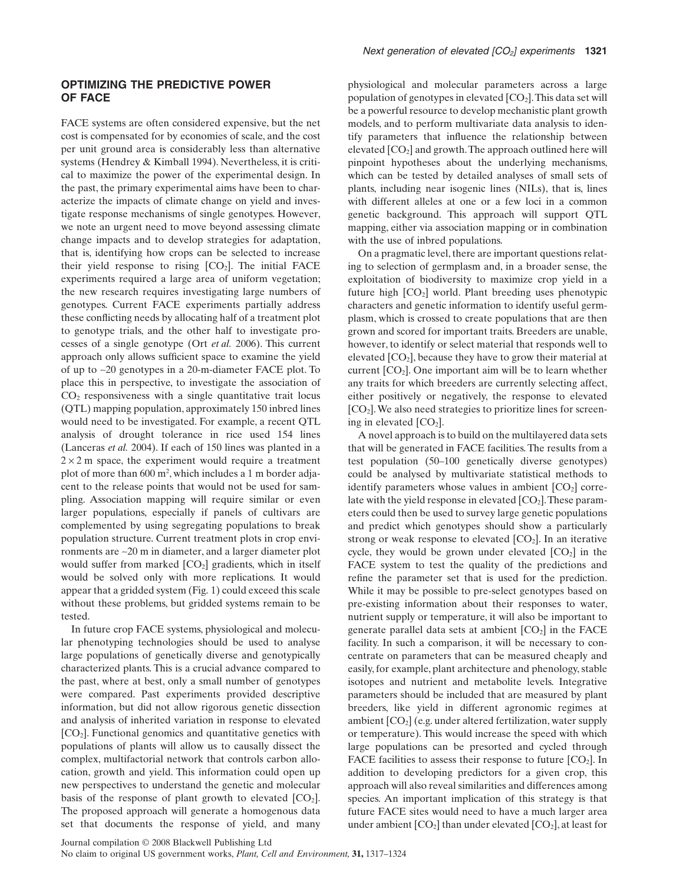## OPTIMIZING THE PREDICTIVE POWER OF FACE

FACE systems are often considered expensive, but the net cost is compensated for by economies of scale, and the cost per unit ground area is considerably less than alternative systems (Hendrey & Kimball 1994). Nevertheless, it is critical to maximize the power of the experimental design. In the past, the primary experimental aims have been to characterize the impacts of climate change on yield and investigate response mechanisms of single genotypes. However, we note an urgent need to move beyond assessing climate change impacts and to develop strategies for adaptation, that is, identifying how crops can be selected to increase their yield response to rising [$CO_2$]. The initial FACE experiments required a large area of uniform vegetation; the new research requires investigating large numbers of genotypes. Current FACE experiments partially address these conflicting needs by allocating half of a treatment plot to genotype trials, and the other half to investigate processes of a single genotype (Ort *et al.* 2006). This current approach only allows sufficient space to examine the yield of up to ~20 genotypes in a 20-m-diameter FACE plot. To place this in perspective, to investigate the association of $CO_2$ responsiveness with a single quantitative trait locus (QTL) mapping population, approximately 150 inbred lines would need to be investigated. For example, a recent QTL analysis of drought tolerance in rice used 154 lines (Lanceras *et al.* 2004). If each of 150 lines was planted in a $2 \times 2$ m space, the experiment would require a treatment plot of more than 600 $m^2$, which includes a 1 m border adjacent to the release points that would not be used for sampling. Association mapping will require similar or even larger populations, especially if panels of cultivars are complemented by using segregating populations to break population structure. Current treatment plots in crop environments are ~20 m in diameter, and a larger diameter plot would suffer from marked [$CO_2$] gradients, which in itself would be solved only with more replications. It would appear that a gridded system (Fig. 1) could exceed this scale without these problems, but gridded systems remain to be tested.

In future crop FACE systems, physiological and molecular phenotyping technologies should be used to analyse large populations of genetically diverse and genotypically characterized plants. This is a crucial advance compared to the past, where at best, only a small number of genotypes were compared. Past experiments provided descriptive information, but did not allow rigorous genetic dissection and analysis of inherited variation in response to elevated [$CO_2$]. Functional genomics and quantitative genetics with populations of plants will allow us to causally dissect the complex, multifactorial network that controls carbon allocation, growth and yield. This information could open up new perspectives to understand the genetic and molecular basis of the response of plant growth to elevated [$CO_2$]. The proposed approach will generate a homogenous data set that documents the response of yield, and many physiological and molecular parameters across a large population of genotypes in elevated [$CO_2$]. This data set will be a powerful resource to develop mechanistic plant growth models, and to perform multivariate data analysis to identify parameters that influence the relationship between elevated [$CO_2$] and growth. The approach outlined here will pinpoint hypotheses about the underlying mechanisms, which can be tested by detailed analyses of small sets of plants, including near isogenic lines (NILs), that is, lines with different alleles at one or a few loci in a common genetic background. This approach will support QTL mapping, either via association mapping or in combination with the use of inbred populations.

On a pragmatic level, there are important questions relating to selection of germplasm and, in a broader sense, the exploitation of biodiversity to maximize crop yield in a future high [$CO_2$] world. Plant breeding uses phenotypic characters and genetic information to identify useful germplasm, which is crossed to create populations that are then grown and scored for important traits. Breeders are unable, however, to identify or select material that responds well to elevated [$CO_2$], because they have to grow their material at current [$CO_2$]. One important aim will be to learn whether any traits for which breeders are currently selecting affect, either positively or negatively, the response to elevated [$CO_2$]. We also need strategies to prioritize lines for screening in elevated [$CO_2$].

A novel approach is to build on the multilayered data sets that will be generated in FACE facilities. The results from a test population (50–100 genetically diverse genotypes) could be analysed by multivariate statistical methods to identify parameters whose values in ambient [$CO_2$] correlate with the yield response in elevated [$CO_2$]. These parameters could then be used to survey large genetic populations and predict which genotypes should show a particularly strong or weak response to elevated [$CO_2$]. In an iterative cycle, they would be grown under elevated [$CO_2$] in the FACE system to test the quality of the predictions and refine the parameter set that is used for the prediction. While it may be possible to pre-select genotypes based on pre-existing information about their responses to water, nutrient supply or temperature, it will also be important to generate parallel data sets at ambient [$CO_2$] in the FACE facility. In such a comparison, it will be necessary to concentrate on parameters that can be measured cheaply and easily, for example, plant architecture and phenology, stable isotopes and nutrient and metabolite levels. Integrative parameters should be included that are measured by plant breeders, like yield in different agronomic regimes at ambient [$CO_2$] (e.g. under altered fertilization, water supply or temperature). This would increase the speed with which large populations can be presorted and cycled through FACE facilities to assess their response to future [$CO_2$]. In addition to developing predictors for a given crop, this approach will also reveal similarities and differences among species. An important implication of this strategy is that future FACE sites would need to have a much larger area under ambient [$CO_2$] than under elevated [$CO_2$], at least for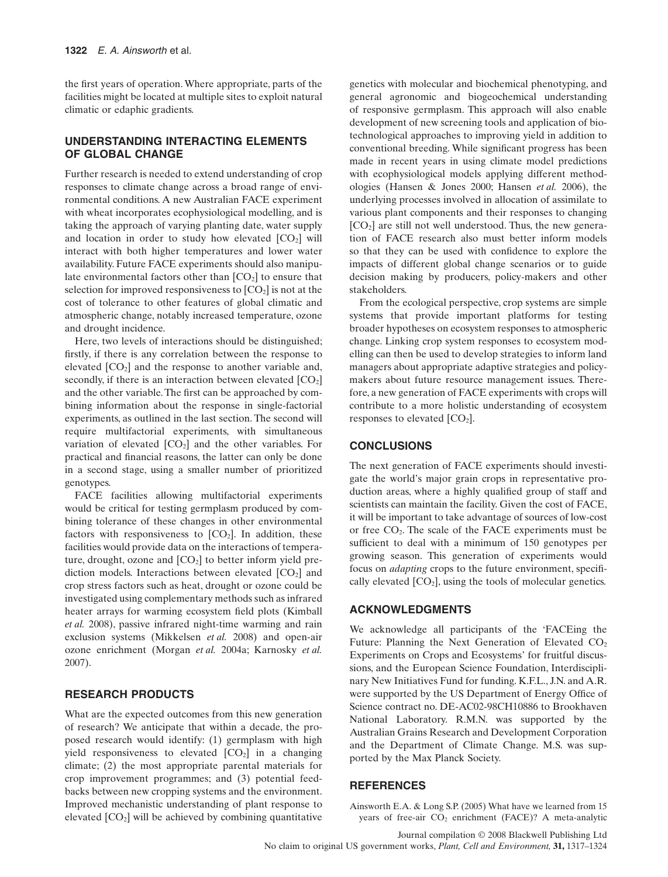the first years of operation. Where appropriate, parts of the facilities might be located at multiple sites to exploit natural climatic or edaphic gradients.

## UNDERSTANDING INTERACTING ELEMENTS OF GLOBAL CHANGE

Further research is needed to extend understanding of crop responses to climate change across a broad range of environmental conditions. A new Australian FACE experiment with wheat incorporates ecophysiological modelling, and is taking the approach of varying planting date, water supply and location in order to study how elevated [$CO_2$] will interact with both higher temperatures and lower water availability. Future FACE experiments should also manipulate environmental factors other than [$CO_2$] to ensure that selection for improved responsiveness to [$CO_2$] is not at the cost of tolerance to other features of global climatic and atmospheric change, notably increased temperature, ozone and drought incidence.

Here, two levels of interactions should be distinguished; firstly, if there is any correlation between the response to elevated [$CO_2$] and the response to another variable and, secondly, if there is an interaction between elevated [$CO_2$] and the other variable. The first can be approached by combining information about the response in single-factorial experiments, as outlined in the last section. The second will require multifactorial experiments, with simultaneous variation of elevated [$CO_2$] and the other variables. For practical and financial reasons, the latter can only be done in a second stage, using a smaller number of prioritized genotypes.

FACE facilities allowing multifactorial experiments would be critical for testing germplasm produced by combining tolerance of these changes in other environmental factors with responsiveness to [$CO_2$]. In addition, these facilities would provide data on the interactions of temperature, drought, ozone and [$CO_2$] to better inform yield prediction models. Interactions between elevated [$CO_2$] and crop stress factors such as heat, drought or ozone could be investigated using complementary methods such as infrared heater arrays for warming ecosystem field plots (Kimball *et al.* 2008), passive infrared night-time warming and rain exclusion systems (Mikkelsen *et al.* 2008) and open-air ozone enrichment (Morgan *et al.* 2004a; Karnosky *et al.* 2007).

## RESEARCH PRODUCTS

What are the expected outcomes from this new generation of research? We anticipate that within a decade, the proposed research would identify: (1) germplasm with high yield responsiveness to elevated [$CO_2$] in a changing climate; (2) the most appropriate parental materials for crop improvement programmes; and (3) potential feedbacks between new cropping systems and the environment. Improved mechanistic understanding of plant response to elevated [$CO_2$] will be achieved by combining quantitative genetics with molecular and biochemical phenotyping, and general agronomic and biogeochemical understanding of responsive germplasm. This approach will also enable development of new screening tools and application of biotechnological approaches to improving yield in addition to conventional breeding. While significant progress has been made in recent years in using climate model predictions with ecophysiological models applying different methodologies (Hansen & Jones 2000; Hansen *et al.* 2006), the underlying processes involved in allocation of assimilate to various plant components and their responses to changing [$CO_2$] are still not well understood. Thus, the new generation of FACE research also must better inform models so that they can be used with confidence to explore the impacts of different global change scenarios or to guide decision making by producers, policy-makers and other stakeholders.

From the ecological perspective, crop systems are simple systems that provide important platforms for testing broader hypotheses on ecosystem responses to atmospheric change. Linking crop system responses to ecosystem modelling can then be used to develop strategies to inform land managers about appropriate adaptive strategies and policy-makers about future resource management issues. Therefore, a new generation of FACE experiments with crops will contribute to a more holistic understanding of ecosystem responses to elevated [$CO_2$].

## CONCLUSIONS

The next generation of FACE experiments should investigate the world's major grain crops in representative production areas, where a highly qualified group of staff and scientists can maintain the facility. Given the cost of FACE, it will be important to take advantage of sources of low-cost or free $CO_2$. The scale of the FACE experiments must be sufficient to deal with a minimum of 150 genotypes per growing season. This generation of experiments would focus on *adapting* crops to the future environment, specifically elevated [$CO_2$], using the tools of molecular genetics.

## ACKNOWLEDGMENTS

We acknowledge all participants of the 'FACEing the Future: Planning the Next Generation of Elevated $CO_2$ Experiments on Crops and Ecosystems' for fruitful discussions, and the European Science Foundation, Interdisciplinary New Initiatives Fund for funding. K.F.L., J.N. and A.R. were supported by the US Department of Energy Office of Science contract no. DE-AC02-98CH10886 to Brookhaven National Laboratory. R.M.N. was supported by the Australian Grains Research and Development Corporation and the Department of Climate Change. M.S. was supported by the Max Planck Society.

## REFERENCES

Ainsworth E.A. & Long S.P. (2005) What have we learned from 15 years of free-air $CO_2$ enrichment (FACE)? A meta-analytic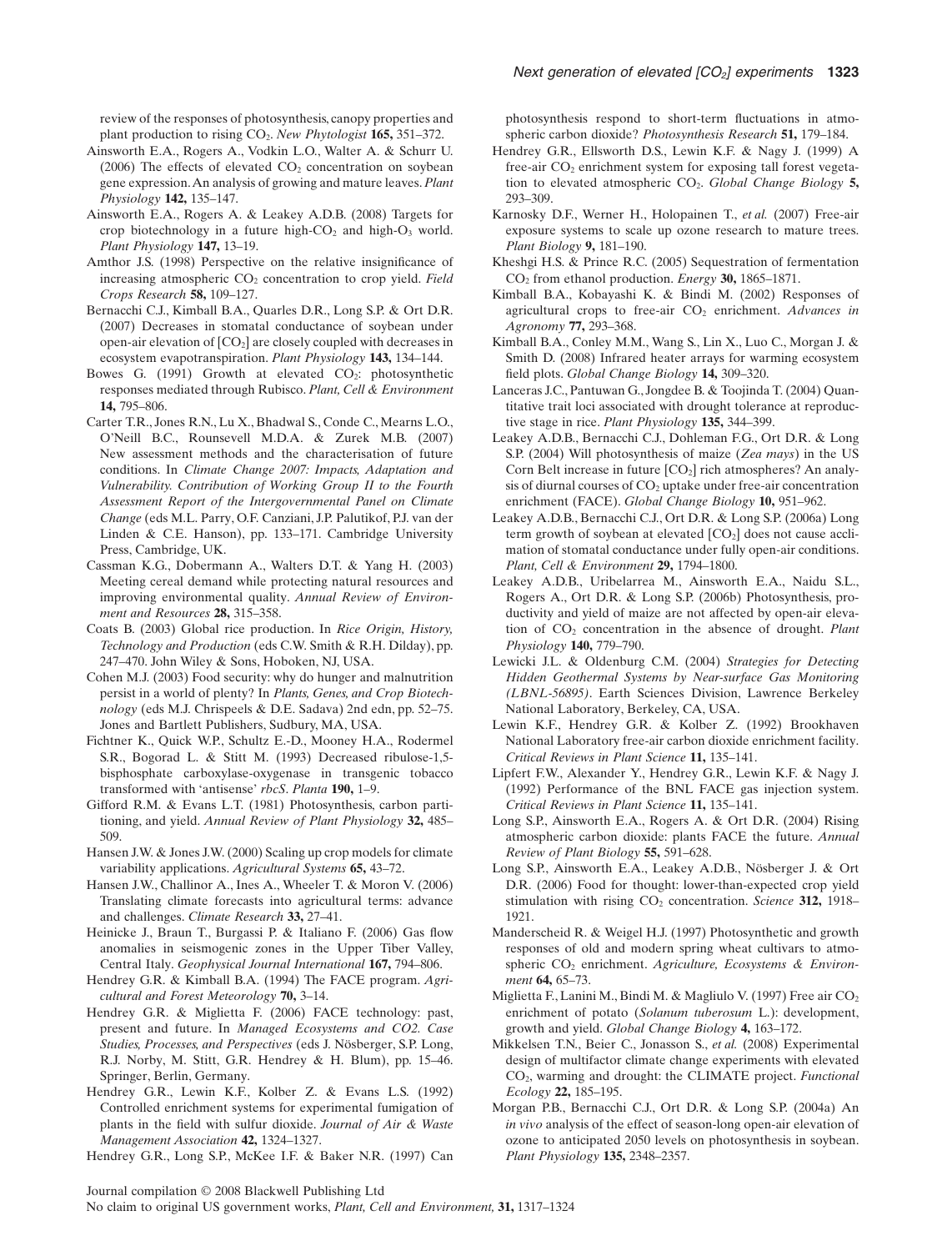review of the responses of photosynthesis, canopy properties and plant production to rising $CO_2$. *New Phytologist* **165,** 351–372.

Ainsworth E.A., Rogers A., Vodkin L.O., Walter A. & Schurr U. (2006) The effects of elevated $CO_2$ concentration on soybean gene expression. An analysis of growing and mature leaves. *Plant Physiology* **142,** 135–147.

Ainsworth E.A., Rogers A. & Leakey A.D.B. (2008) Targets for crop biotechnology in a future high-$CO_2$ and high-$O_3$ world. *Plant Physiology* **147,** 13–19.

Amthor J.S. (1998) Perspective on the relative insignificance of increasing atmospheric $CO_2$ concentration to crop yield. *Field Crops Research* **58,** 109–127.

Bernacchi C.J., Kimball B.A., Quarles D.R., Long S.P. & Ort D.R. (2007) Decreases in stomatal conductance of soybean under open-air elevation of [$CO_2$] are closely coupled with decreases in ecosystem evapotranspiration. *Plant Physiology* **143,** 134–144.

Bowes G. (1991) Growth at elevated $CO_2$: photosynthetic responses mediated through Rubisco. *Plant, Cell & Environment* **14,** 795–806.

Carter T.R., Jones R.N., Lu X., Bhadwal S., Conde C., Mearns L.O., O'Neill B.C., Rounsevell M.D.A. & Zurek M.B. (2007) New assessment methods and the characterisation of future conditions. In *Climate Change 2007: Impacts, Adaptation and Vulnerability. Contribution of Working Group II to the Fourth Assessment Report of the Intergovernmental Panel on Climate Change* (eds M.L. Parry, O.F. Canziani, J.P. Palutikof, P.J. van der Linden & C.E. Hanson), pp. 133–171. Cambridge University Press, Cambridge, UK.

Cassman K.G., Dobermann A., Walters D.T. & Yang H. (2003) Meeting cereal demand while protecting natural resources and improving environmental quality. *Annual Review of Environment and Resources* **28,** 315–358.

Coats B. (2003) Global rice production. In *Rice Origin, History, Technology and Production* (eds C.W. Smith & R.H. Dilday), pp. 247–470. John Wiley & Sons, Hoboken, NJ, USA.

Cohen M.J. (2003) Food security: why do hunger and malnutrition persist in a world of plenty? In *Plants, Genes, and Crop Biotechnology* (eds M.J. Chrispeels & D.E. Sadava) 2nd edn, pp. 52–75. Jones and Bartlett Publishers, Sudbury, MA, USA.

Fichtner K., Quick W.P., Schultz E.-D., Mooney H.A., Rodermel S.R., Bogorad L. & Stitt M. (1993) Decreased ribulose-1,5-bisphosphate carboxylase-oxygenase in transgenic tobacco transformed with 'antisense' *rbcS*. *Planta* **190,** 1–9.

Gifford R.M. & Evans L.T. (1981) Photosynthesis, carbon partitioning, and yield. *Annual Review of Plant Physiology* **32,** 485–509.

Hansen J.W. & Jones J.W. (2000) Scaling up crop models for climate variability applications. *Agricultural Systems* **65,** 43–72.

Hansen J.W., Challinor A., Ines A., Wheeler T. & Moron V. (2006) Translating climate forecasts into agricultural terms: advance and challenges. *Climate Research* **33,** 27–41.

Heinicke J., Braun T., Burgassi P. & Italiano F. (2006) Gas flow anomalies in seismogenic zones in the Upper Tiber Valley, Central Italy. *Geophysical Journal International* **167,** 794–806.

Hendrey G.R. & Kimball B.A. (1994) The FACE program. *Agricultural and Forest Meteorology* **70,** 3–14.

Hendrey G.R. & Miglietta F. (2006) FACE technology: past, present and future. In *Managed Ecosystems and CO2. Case Studies, Processes, and Perspectives* (eds J. Nösberger, S.P. Long, R.J. Norby, M. Stitt, G.R. Hendrey & H. Blum), pp. 15–46. Springer, Berlin, Germany.

Hendrey G.R., Lewin K.F., Kolber Z. & Evans L.S. (1992) Controlled enrichment systems for experimental fumigation of plants in the field with sulfur dioxide. *Journal of Air & Waste Management Association* **42,** 1324–1327.

Hendrey G.R., Long S.P., McKee I.F. & Baker N.R. (1997) Can photosynthesis respond to short-term fluctuations in atmospheric carbon dioxide? *Photosynthesis Research* **51,** 179–184.

Hendrey G.R., Ellsworth D.S., Lewin K.F. & Nagy J. (1999) A free-air $CO_2$ enrichment system for exposing tall forest vegetation to elevated atmospheric $CO_2$. *Global Change Biology* **5,** 293–309.

Karnosky D.F., Werner H., Holopainen T., *et al.* (2007) Free-air exposure systems to scale up ozone research to mature trees. *Plant Biology* **9,** 181–190.

Kheshgi H.S. & Prince R.C. (2005) Sequestration of fermentation $CO_2$ from ethanol production. *Energy* **30,** 1865–1871.

Kimball B.A., Kobayashi K. & Bindi M. (2002) Responses of agricultural crops to free-air $CO_2$ enrichment. *Advances in Agronomy* **77,** 293–368.

Kimball B.A., Conley M.M., Wang S., Lin X., Luo C., Morgan J. & Smith D. (2008) Infrared heater arrays for warming ecosystem field plots. *Global Change Biology* **14,** 309–320.

Lanceras J.C., Pantuwan G., Jongdee B. & Toojinda T. (2004) Quantitative trait loci associated with drought tolerance at reproductive stage in rice. *Plant Physiology* **135,** 344–399.

Leakey A.D.B., Bernacchi C.J., Dohleman F.G., Ort D.R. & Long S.P. (2004) Will photosynthesis of maize (*Zea mays*) in the US Corn Belt increase in future [$CO_2$] rich atmospheres? An analysis of diurnal courses of $CO_2$ uptake under free-air concentration enrichment (FACE). *Global Change Biology* **10,** 951–962.

Leakey A.D.B., Bernacchi C.J., Ort D.R. & Long S.P. (2006a) Long term growth of soybean at elevated [$CO_2$] does not cause acclimation of stomatal conductance under fully open-air conditions. *Plant, Cell & Environment* **29,** 1794–1800.

Leakey A.D.B., Uribelarrea M., Ainsworth E.A., Naidu S.L., Rogers A., Ort D.R. & Long S.P. (2006b) Photosynthesis, productivity and yield of maize are not affected by open-air elevation of $CO_2$ concentration in the absence of drought. *Plant Physiology* **140,** 779–790.

Lewicki J.L. & Oldenburg C.M. (2004) *Strategies for Detecting Hidden Geothermal Systems by Near-surface Gas Monitoring (LBNL-56895)*. Earth Sciences Division, Lawrence Berkeley National Laboratory, Berkeley, CA, USA.

Lewin K.F., Hendrey G.R. & Kolber Z. (1992) Brookhaven National Laboratory free-air carbon dioxide enrichment facility. *Critical Reviews in Plant Science* **11,** 135–141.

Lipfert F.W., Alexander Y., Hendrey G.R., Lewin K.F. & Nagy J. (1992) Performance of the BNL FACE gas injection system. *Critical Reviews in Plant Science* **11,** 135–141.

Long S.P., Ainsworth E.A., Rogers A. & Ort D.R. (2004) Rising atmospheric carbon dioxide: plants FACE the future. *Annual Review of Plant Biology* **55,** 591–628.

Long S.P., Ainsworth E.A., Leakey A.D.B., Nösberger J. & Ort D.R. (2006) Food for thought: lower-than-expected crop yield stimulation with rising $CO_2$ concentration. *Science* **312,** 1918–1921.

Manderscheid R. & Weigel H.J. (1997) Photosynthetic and growth responses of old and modern spring wheat cultivars to atmospheric $CO_2$ enrichment. *Agriculture, Ecosystems & Environment* **64,** 65–73.

Miglietta F., Lanini M., Bindi M. & Magliulo V. (1997) Free air $CO_2$ enrichment of potato (*Solanum tuberosum* L.): development, growth and yield. *Global Change Biology* **4,** 163–172.

Mikkelsen T.N., Beier C., Jonasson S., *et al.* (2008) Experimental design of multifactor climate change experiments with elevated $CO_2$, warming and drought: the CLIMATE project. *Functional Ecology* **22,** 185–195.

Morgan P.B., Bernacchi C.J., Ort D.R. & Long S.P. (2004a) An *in vivo* analysis of the effect of season-long open-air elevation of ozone to anticipated 2050 levels on photosynthesis in soybean. *Plant Physiology* **135,** 2348–2357.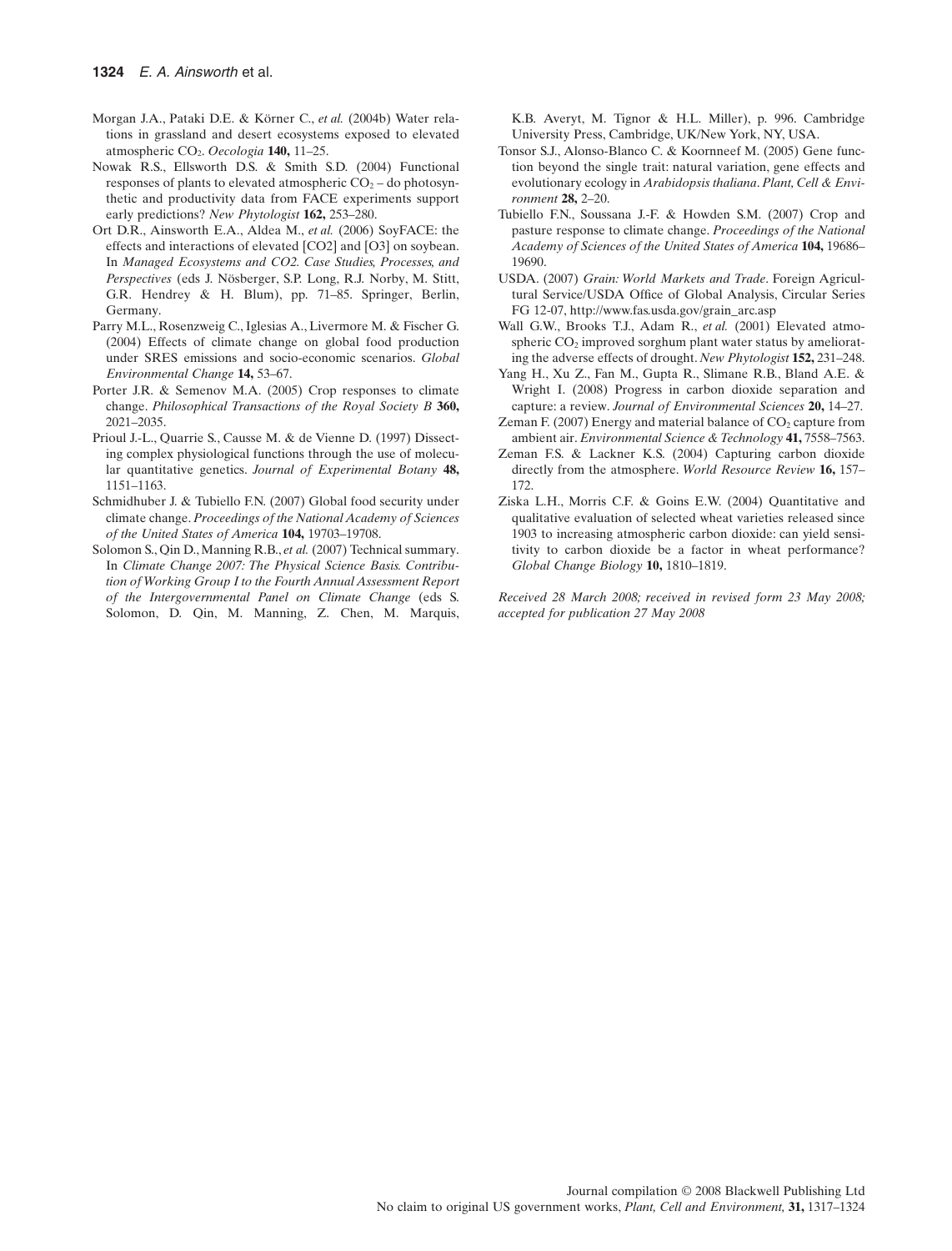Morgan J.A., Pataki D.E. & Körner C., *et al.* (2004b) Water relations in grassland and desert ecosystems exposed to elevated atmospheric $CO_2$. *Oecologia* **140,** 11–25.

Nowak R.S., Ellsworth D.S. & Smith S.D. (2004) Functional responses of plants to elevated atmospheric $CO_2$ – do photosynthetic and productivity data from FACE experiments support early predictions? *New Phytologist* **162,** 253–280.

Ort D.R., Ainsworth E.A., Aldea M., *et al.* (2006) SoyFACE: the effects and interactions of elevated [CO2] and [O3] on soybean. In *Managed Ecosystems and CO2. Case Studies, Processes, and Perspectives* (eds J. Nösberger, S.P. Long, R.J. Norby, M. Stitt, G.R. Hendrey & H. Blum), pp. 71–85. Springer, Berlin, Germany.

Parry M.L., Rosenzweig C., Iglesias A., Livermore M. & Fischer G. (2004) Effects of climate change on global food production under SRES emissions and socio-economic scenarios. *Global Environmental Change* **14,** 53–67.

Porter J.R. & Semenov M.A. (2005) Crop responses to climate change. *Philosophical Transactions of the Royal Society B* **360,** 2021–2035.

Prioul J.-L., Quarrie S., Causse M. & de Vienne D. (1997) Dissecting complex physiological functions through the use of molecular quantitative genetics. *Journal of Experimental Botany* **48,** 1151–1163.

Schmidhuber J. & Tubiello F.N. (2007) Global food security under climate change. *Proceedings of the National Academy of Sciences of the United States of America* **104,** 19703–19708.

Solomon S., Qin D., Manning R.B., *et al.* (2007) Technical summary. In *Climate Change 2007: The Physical Science Basis. Contribution of Working Group I to the Fourth Annual Assessment Report of the Intergovernmental Panel on Climate Change* (eds S. Solomon, D. Qin, M. Manning, Z. Chen, M. Marquis, K.B. Averyt, M. Tignor & H.L. Miller), p. 996. Cambridge University Press, Cambridge, UK/New York, NY, USA.

Tonsor S.J., Alonso-Blanco C. & Koornneef M. (2005) Gene function beyond the single trait: natural variation, gene effects and evolutionary ecology in *Arabidopsis thaliana*. *Plant, Cell & Environment* **28,** 2–20.

Tubiello F.N., Soussana J.-F. & Howden S.M. (2007) Crop and pasture response to climate change. *Proceedings of the National Academy of Sciences of the United States of America* **104,** 19686–19690.

USDA. (2007) *Grain: World Markets and Trade*. Foreign Agricultural Service/USDA Office of Global Analysis, Circular Series FG 12-07, http://www.fas.usda.gov/grain_arc.asp

Wall G.W., Brooks T.J., Adam R., *et al.* (2001) Elevated atmospheric $CO_2$ improved sorghum plant water status by ameliorating the adverse effects of drought. *New Phytologist* **152,** 231–248.

Yang H., Xu Z., Fan M., Gupta R., Slimane R.B., Bland A.E. & Wright I. (2008) Progress in carbon dioxide separation and capture: a review. *Journal of Environmental Sciences* **20,** 14–27.

Zeman F. (2007) Energy and material balance of $CO_2$ capture from ambient air. *Environmental Science & Technology* **41,** 7558–7563.

Zeman F.S. & Lackner K.S. (2004) Capturing carbon dioxide directly from the atmosphere. *World Resource Review* **16,** 157–172.

Ziska L.H., Morris C.F. & Goins E.W. (2004) Quantitative and qualitative evaluation of selected wheat varieties released since 1903 to increasing atmospheric carbon dioxide: can yield sensitivity to carbon dioxide be a factor in wheat performance? *Global Change Biology* **10,** 1810–1819.

*Received 28 March 2008; received in revised form 23 May 2008; accepted for publication 27 May 2008*